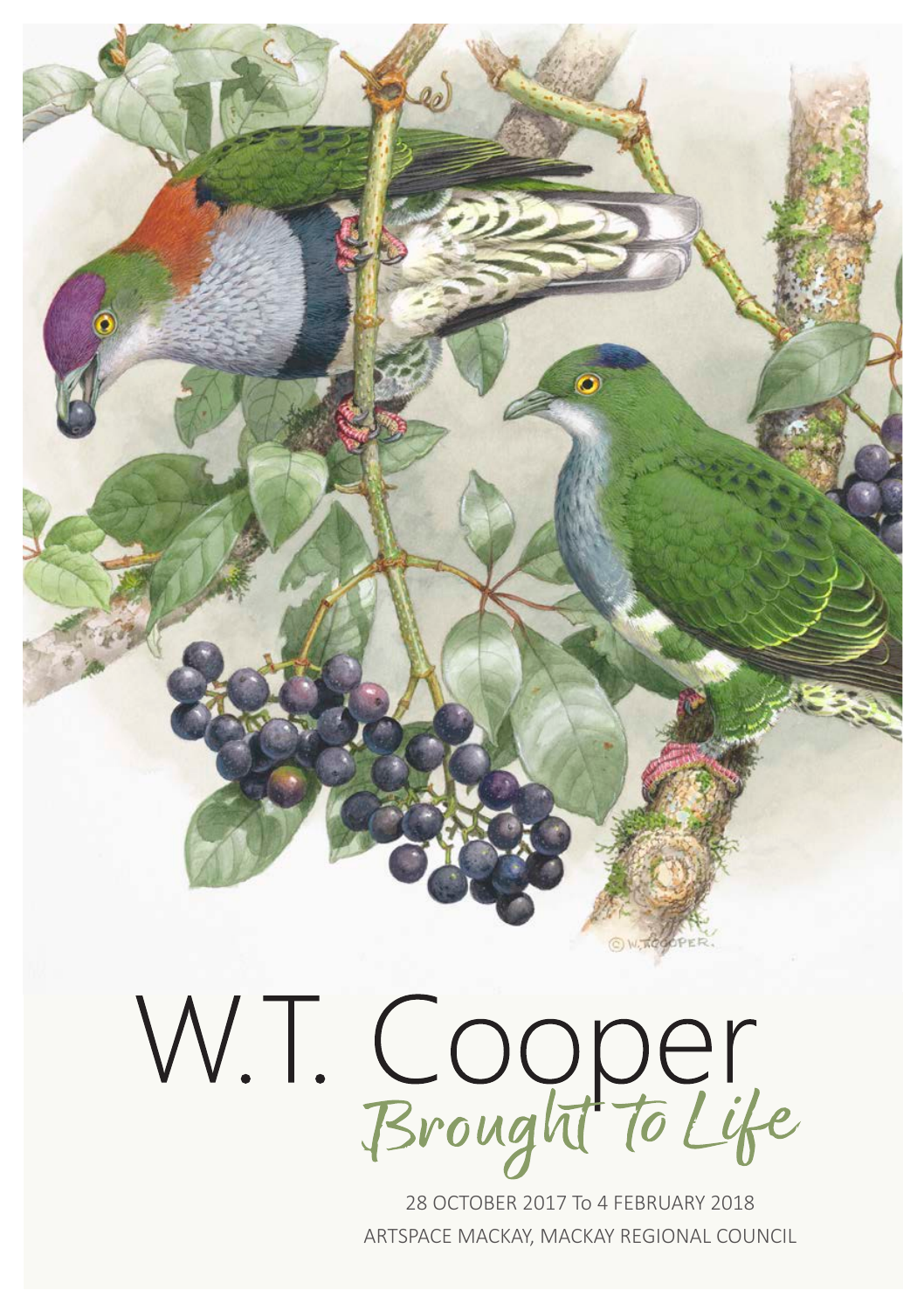# W.T. Cooper

## *Brought to Life*

28 OCTOBER 2017 To 4 FEBRUARY 2018

ARTSPACE MACKAY, MACKAY REGIONAL COUNCIL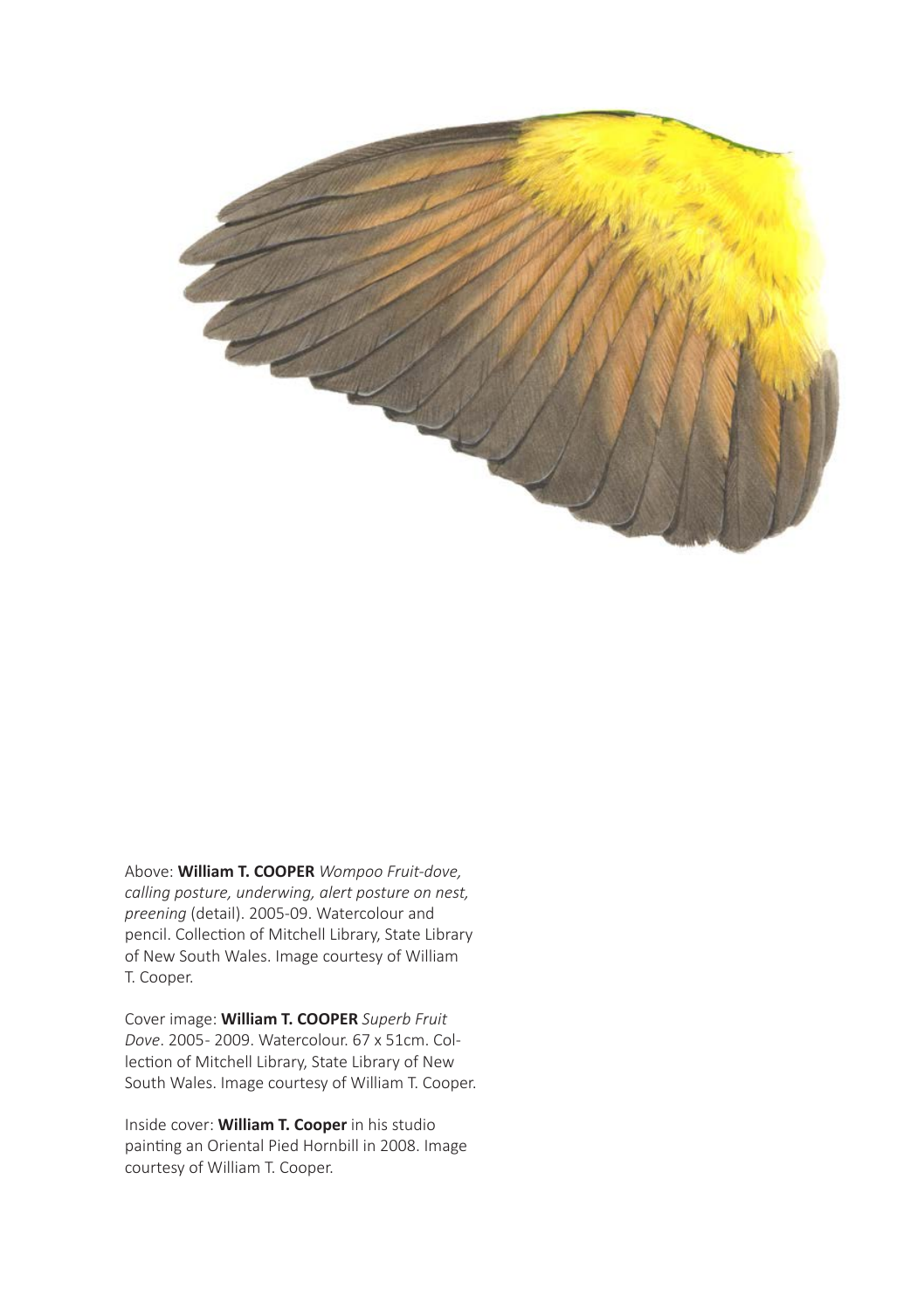Above: **William T. COOPER** *Wompoo Fruit-dove, calling posture, underwing, alert posture on nest, preening* (detail). 2005-09. Watercolour and pencil. Collection of Mitchell Library, State Library of New South Wales. Image courtesy of William T. Cooper.

Cover image: **William T. COOPER** *Superb Fruit Dove*. 2005- 2009. Watercolour. 67 x 51cm. Collection of Mitchell Library, State Library of New South Wales. Image courtesy of William T. Cooper.

Inside cover: **William T. Cooper** in his studio painting an Oriental Pied Hornbill in 2008. Image courtesy of William T. Cooper.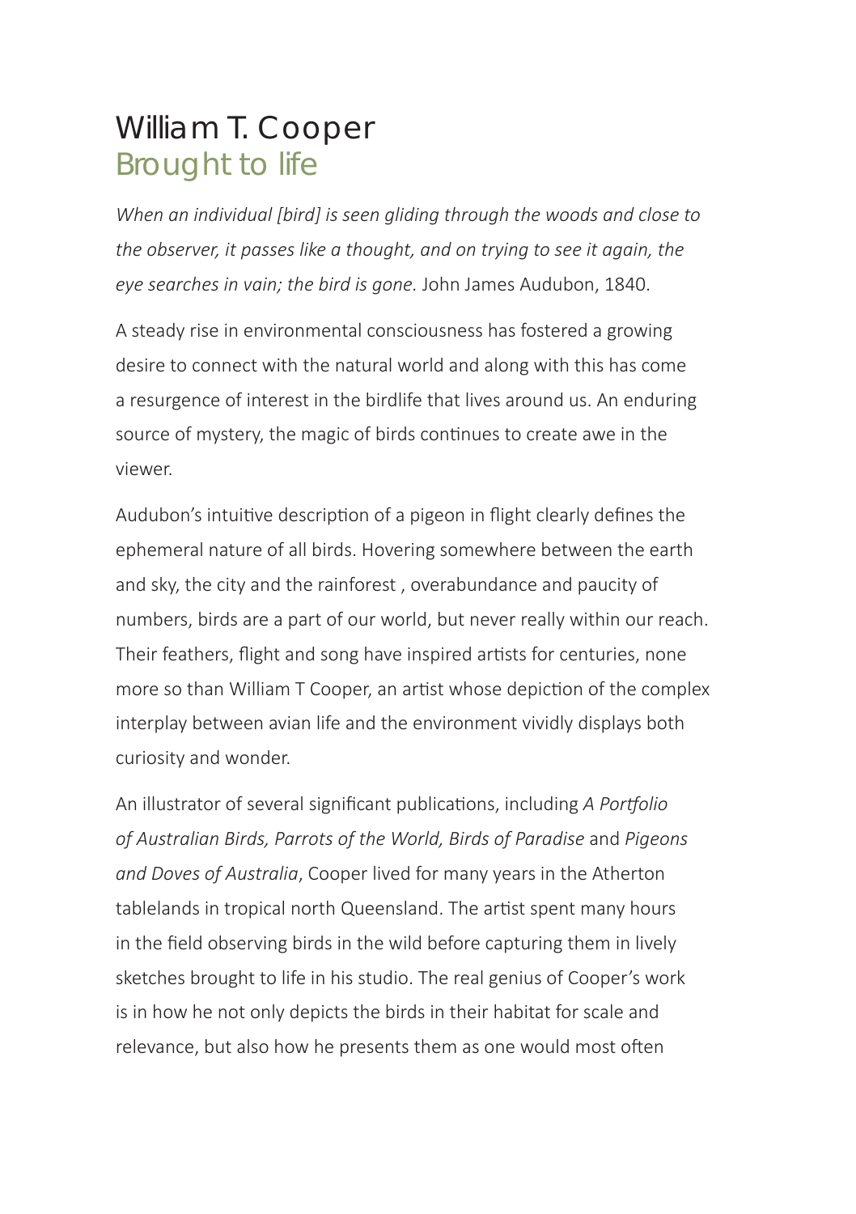# William T. Cooper

## Brought to life

*When an individual [bird] is seen gliding through the woods and close to the observer, it passes like a thought, and on trying to see it again, the eye searches in vain; the bird is gone.* John James Audubon, 1840.

A steady rise in environmental consciousness has fostered a growing desire to connect with the natural world and along with this has come a resurgence of interest in the birdlife that lives around us. An enduring source of mystery, the magic of birds continues to create awe in the viewer.

Audubon's intuitive description of a pigeon in flight clearly defines the ephemeral nature of all birds. Hovering somewhere between the earth and sky, the city and the rainforest , overabundance and paucity of numbers, birds are a part of our world, but never really within our reach. Their feathers, flight and song have inspired artists for centuries, none more so than William T Cooper, an artist whose depiction of the complex interplay between avian life and the environment vividly displays both curiosity and wonder.

An illustrator of several significant publications, including *A Portfolio of Australian Birds, Parrots of the World, Birds of Paradise* and *Pigeons and Doves of Australia*, Cooper lived for many years in the Atherton tablelands in tropical north Queensland. The artist spent many hours in the field observing birds in the wild before capturing them in lively sketches brought to life in his studio. The real genius of Cooper's work is in how he not only depicts the birds in their habitat for scale and relevance, but also how he presents them as one would most often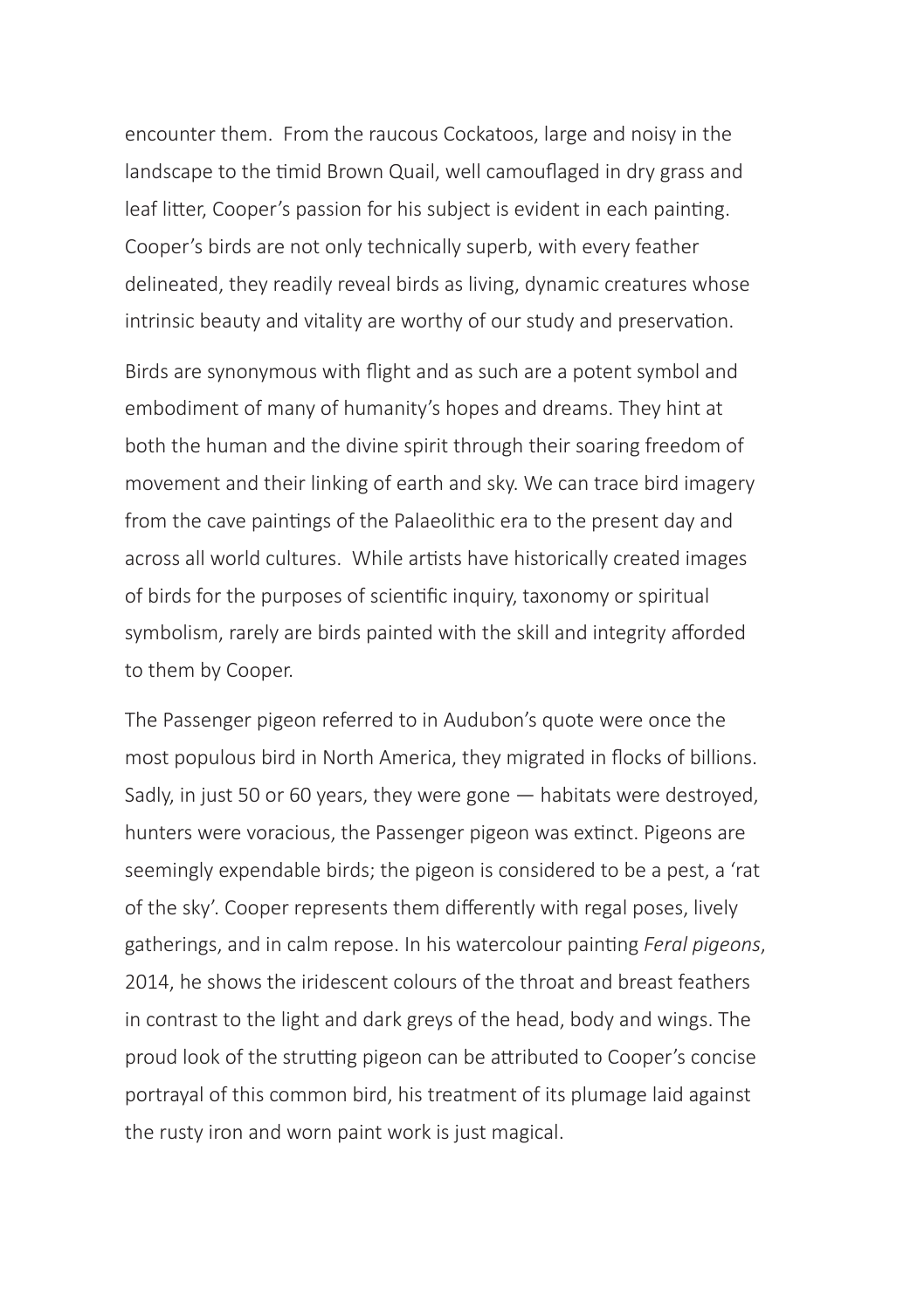encounter them. From the raucous Cockatoos, large and noisy in the landscape to the timid Brown Quail, well camouflaged in dry grass and leaf litter, Cooper's passion for his subject is evident in each painting. Cooper's birds are not only technically superb, with every feather delineated, they readily reveal birds as living, dynamic creatures whose intrinsic beauty and vitality are worthy of our study and preservation.

Birds are synonymous with flight and as such are a potent symbol and embodiment of many of humanity's hopes and dreams. They hint at both the human and the divine spirit through their soaring freedom of movement and their linking of earth and sky. We can trace bird imagery from the cave paintings of the Palaeolithic era to the present day and across all world cultures. While artists have historically created images of birds for the purposes of scientific inquiry, taxonomy or spiritual symbolism, rarely are birds painted with the skill and integrity afforded to them by Cooper.

The Passenger pigeon referred to in Audubon's quote were once the most populous bird in North America, they migrated in flocks of billions. Sadly, in just 50 or 60 years, they were gone — habitats were destroyed, hunters were voracious, the Passenger pigeon was extinct. Pigeons are seemingly expendable birds; the pigeon is considered to be a pest, a 'rat of the sky'. Cooper represents them differently with regal poses, lively gatherings, and in calm repose. In his watercolour painting *Feral pigeons*, 2014, he shows the iridescent colours of the throat and breast feathers in contrast to the light and dark greys of the head, body and wings. The proud look of the strutting pigeon can be attributed to Cooper's concise portrayal of this common bird, his treatment of its plumage laid against the rusty iron and worn paint work is just magical.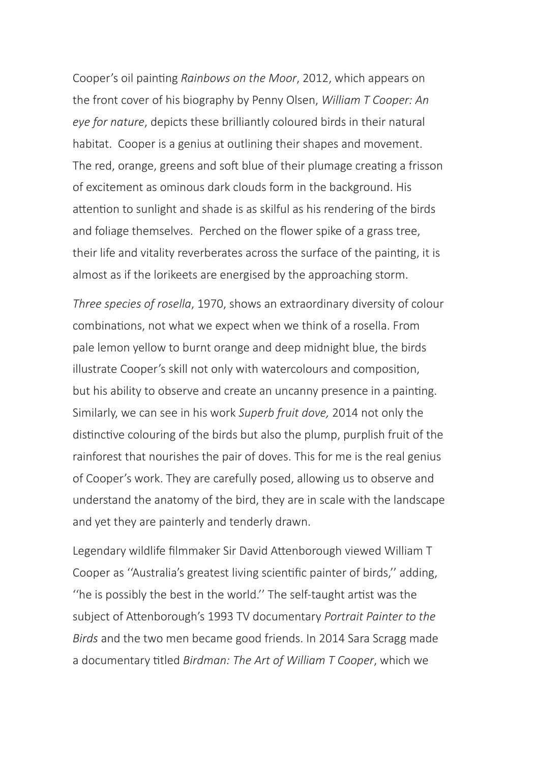Cooper's oil painting *Rainbows on the Moor*, 2012, which appears on the front cover of his biography by Penny Olsen, *William T Cooper: An eye for nature*, depicts these brilliantly coloured birds in their natural habitat. Cooper is a genius at outlining their shapes and movement. The red, orange, greens and soft blue of their plumage creating a frisson of excitement as ominous dark clouds form in the background. His attention to sunlight and shade is as skilful as his rendering of the birds and foliage themselves. Perched on the flower spike of a grass tree, their life and vitality reverberates across the surface of the painting, it is almost as if the lorikeets are energised by the approaching storm.

*Three species of rosella*, 1970, shows an extraordinary diversity of colour combinations, not what we expect when we think of a rosella. From pale lemon yellow to burnt orange and deep midnight blue, the birds illustrate Cooper's skill not only with watercolours and composition, but his ability to observe and create an uncanny presence in a painting. Similarly, we can see in his work *Superb fruit dove,* 2014 not only the distinctive colouring of the birds but also the plump, purplish fruit of the rainforest that nourishes the pair of doves. This for me is the real genius of Cooper's work. They are carefully posed, allowing us to observe and understand the anatomy of the bird, they are in scale with the landscape and yet they are painterly and tenderly drawn.

Legendary wildlife filmmaker Sir David Attenborough viewed William T Cooper as ''Australia's greatest living scientific painter of birds,'' adding, ''he is possibly the best in the world.'' The self-taught artist was the subject of Attenborough's 1993 TV documentary *Portrait Painter to the Birds* and the two men became good friends. In 2014 Sara Scragg made a documentary titled *Birdman: The Art of William T Cooper*, which we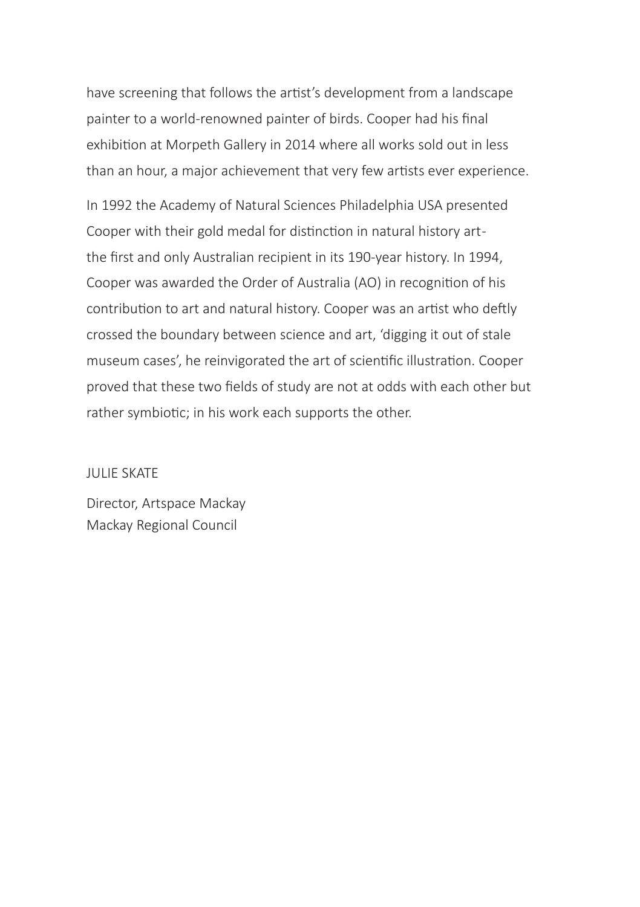have screening that follows the artist's development from a landscape painter to a world-renowned painter of birds. Cooper had his final exhibition at Morpeth Gallery in 2014 where all works sold out in less than an hour, a major achievement that very few artists ever experience.

In 1992 the Academy of Natural Sciences Philadelphia USA presented Cooper with their gold medal for distinction in natural history art- the first and only Australian recipient in its 190-year history. In 1994, Cooper was awarded the Order of Australia (AO) in recognition of his contribution to art and natural history. Cooper was an artist who deftly crossed the boundary between science and art, 'digging it out of stale museum cases', he reinvigorated the art of scientific illustration. Cooper proved that these two fields of study are not at odds with each other but rather symbiotic; in his work each supports the other.

JULIE SKATE

Director, Artspace Mackay
Mackay Regional Council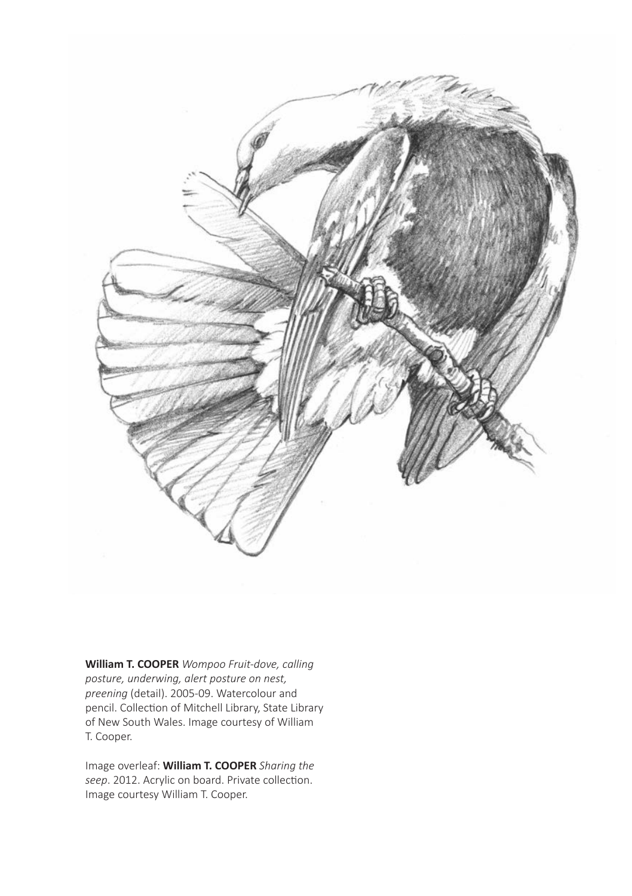**William T. COOPER** *Wompoo Fruit-dove, calling posture, underwing, alert posture on nest, preening* (detail). 2005-09. Watercolour and pencil. Collection of Mitchell Library, State Library of New South Wales. Image courtesy of William T. Cooper.

Image overleaf: **William T. COOPER** *Sharing the seep*. 2012. Acrylic on board. Private collection. Image courtesy William T. Cooper.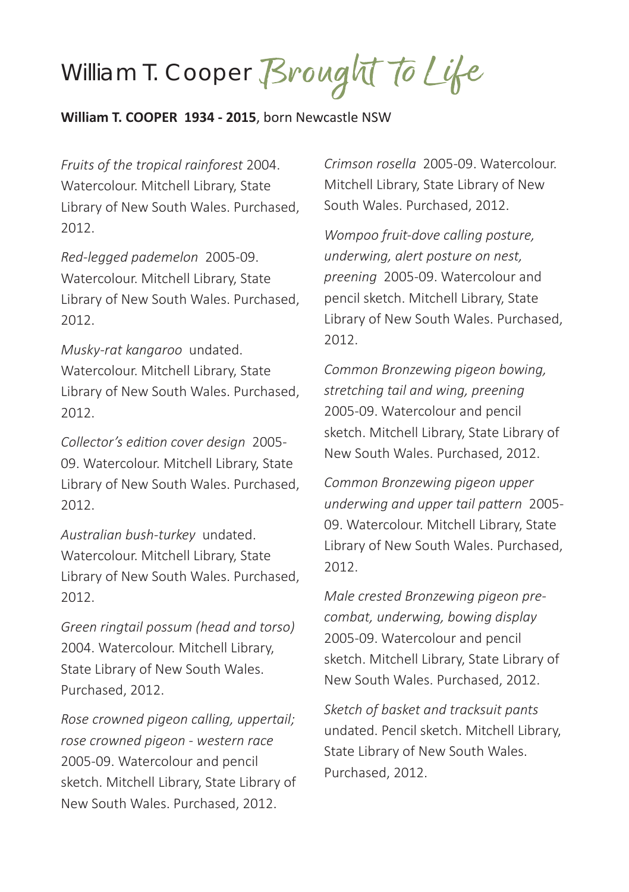# William T. Cooper *Brought To Life*

**William T. COOPER 1934 - 2015**, born Newcastle NSW

*Fruits of the tropical rainforest* 2004. Watercolour. Mitchell Library, State Library of New South Wales. Purchased, 2012.

*Red-legged pademelon* 2005-09. Watercolour. Mitchell Library, State Library of New South Wales. Purchased, 2012.

*Musky-rat kangaroo* undated. Watercolour. Mitchell Library, State Library of New South Wales. Purchased, 2012.

*Collector's edition cover design* 2005-09. Watercolour. Mitchell Library, State Library of New South Wales. Purchased, 2012.

*Australian bush-turkey* undated. Watercolour. Mitchell Library, State Library of New South Wales. Purchased, 2012.

*Green ringtail possum (head and torso)* 2004. Watercolour. Mitchell Library, State Library of New South Wales. Purchased, 2012.

*Rose crowned pigeon calling, uppertail; rose crowned pigeon - western race* 2005-09. Watercolour and pencil sketch. Mitchell Library, State Library of New South Wales. Purchased, 2012.

*Crimson rosella* 2005-09. Watercolour. Mitchell Library, State Library of New South Wales. Purchased, 2012.

*Wompoo fruit-dove calling posture, underwing, alert posture on nest, preening* 2005-09. Watercolour and pencil sketch. Mitchell Library, State Library of New South Wales. Purchased, 2012.

*Common Bronzewing pigeon bowing, stretching tail and wing, preening* 2005-09. Watercolour and pencil sketch. Mitchell Library, State Library of New South Wales. Purchased, 2012.

*Common Bronzewing pigeon upper underwing and upper tail pattern* 2005-09. Watercolour. Mitchell Library, State Library of New South Wales. Purchased, 2012.

*Male crested Bronzewing pigeon pre-combat, underwing, bowing display* 2005-09. Watercolour and pencil sketch. Mitchell Library, State Library of New South Wales. Purchased, 2012.

*Sketch of basket and tracksuit pants* undated. Pencil sketch. Mitchell Library, State Library of New South Wales. Purchased, 2012.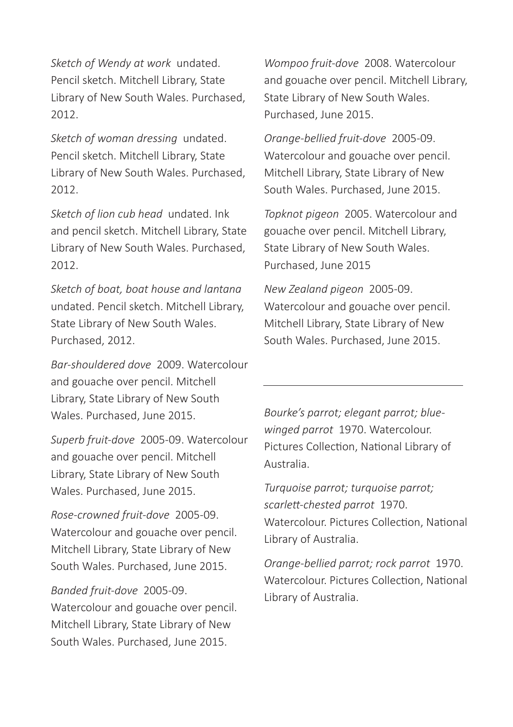*Sketch of Wendy at work* undated. Pencil sketch. Mitchell Library, State Library of New South Wales. Purchased, 2012.

*Sketch of woman dressing* undated. Pencil sketch. Mitchell Library, State Library of New South Wales. Purchased, 2012.

*Sketch of lion cub head* undated. Ink and pencil sketch. Mitchell Library, State Library of New South Wales. Purchased, 2012.

*Sketch of boat, boat house and lantana* undated. Pencil sketch. Mitchell Library, State Library of New South Wales. Purchased, 2012.

*Bar-shouldered dove* 2009. Watercolour and gouache over pencil. Mitchell Library, State Library of New South Wales. Purchased, June 2015.

*Superb fruit-dove* 2005-09. Watercolour and gouache over pencil. Mitchell Library, State Library of New South Wales. Purchased, June 2015.

*Rose-crowned fruit-dove* 2005-09. Watercolour and gouache over pencil. Mitchell Library, State Library of New South Wales. Purchased, June 2015.

*Banded fruit-dove* 2005-09. Watercolour and gouache over pencil. Mitchell Library, State Library of New South Wales. Purchased, June 2015.

*Wompoo fruit-dove* 2008. Watercolour and gouache over pencil. Mitchell Library, State Library of New South Wales. Purchased, June 2015.

*Orange-bellied fruit-dove* 2005-09. Watercolour and gouache over pencil. Mitchell Library, State Library of New South Wales. Purchased, June 2015.

*Topknot pigeon* 2005. Watercolour and gouache over pencil. Mitchell Library, State Library of New South Wales. Purchased, June 2015

*New Zealand pigeon* 2005-09. Watercolour and gouache over pencil. Mitchell Library, State Library of New South Wales. Purchased, June 2015.

---

*Bourke's parrot; elegant parrot; blue-winged parrot* 1970. Watercolour. Pictures Collection, National Library of Australia.

*Turquoise parrot; turquoise parrot; scarlett-chested parrot* 1970. Watercolour. Pictures Collection, National Library of Australia.

*Orange-bellied parrot; rock parrot* 1970. Watercolour. Pictures Collection, National Library of Australia.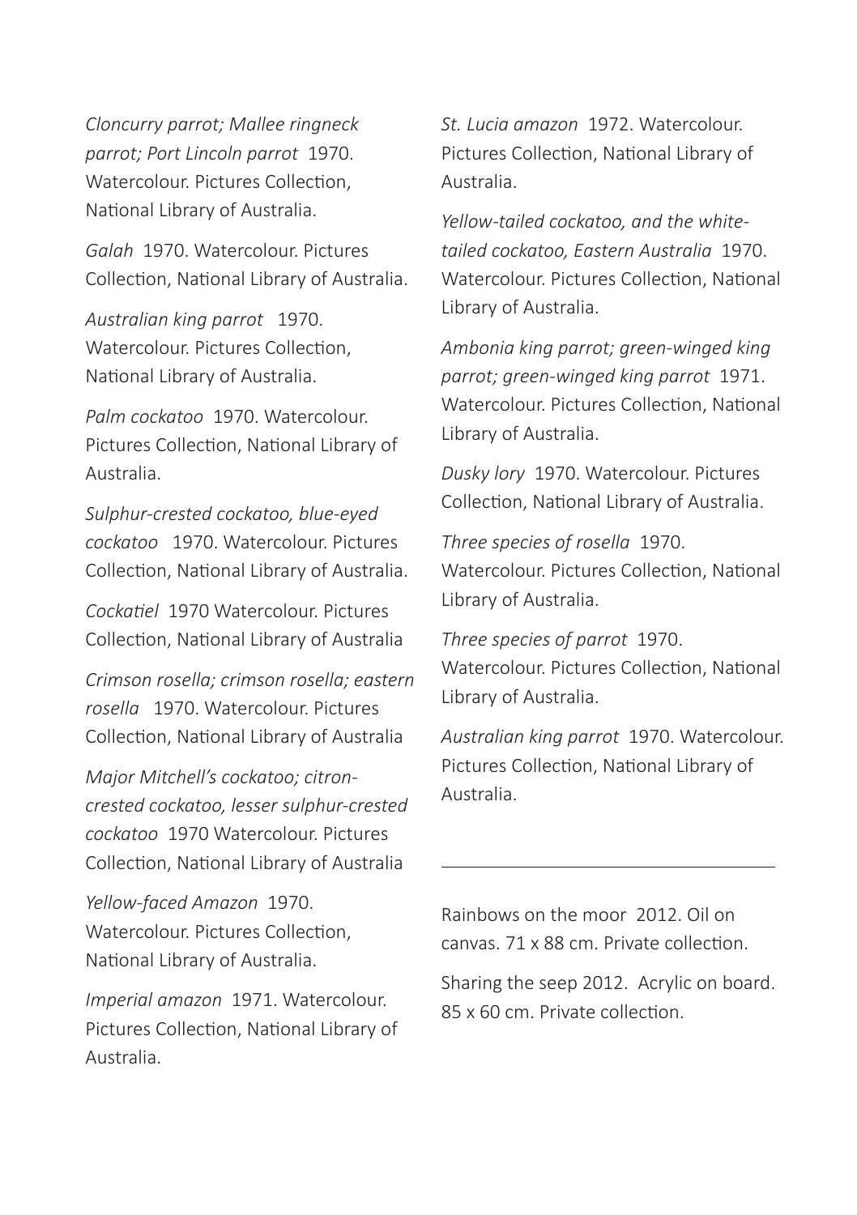*Cloncurry parrot; Mallee ringneck parrot; Port Lincoln parrot* 1970. Watercolour. Pictures Collection, National Library of Australia.

*Galah* 1970. Watercolour. Pictures Collection, National Library of Australia.

*Australian king parrot* 1970. Watercolour. Pictures Collection, National Library of Australia.

*Palm cockatoo* 1970. Watercolour. Pictures Collection, National Library of Australia.

*Sulphur-crested cockatoo, blue-eyed cockatoo* 1970. Watercolour. Pictures Collection, National Library of Australia.

*Cockatiel* 1970 Watercolour. Pictures Collection, National Library of Australia

*Crimson rosella; crimson rosella; eastern rosella* 1970. Watercolour. Pictures Collection, National Library of Australia

*Major Mitchell's cockatoo; citron-crested cockatoo, lesser sulphur-crested cockatoo* 1970 Watercolour. Pictures Collection, National Library of Australia

*Yellow-faced Amazon* 1970. Watercolour. Pictures Collection, National Library of Australia.

*Imperial amazon* 1971. Watercolour. Pictures Collection, National Library of Australia.

*St. Lucia amazon* 1972. Watercolour. Pictures Collection, National Library of Australia.

*Yellow-tailed cockatoo, and the white-tailed cockatoo, Eastern Australia* 1970. Watercolour. Pictures Collection, National Library of Australia.

*Ambonia king parrot; green-winged king parrot; green-winged king parrot* 1971. Watercolour. Pictures Collection, National Library of Australia.

*Dusky lory* 1970. Watercolour. Pictures Collection, National Library of Australia.

*Three species of rosella* 1970. Watercolour. Pictures Collection, National Library of Australia.

*Three species of parrot* 1970. Watercolour. Pictures Collection, National Library of Australia.

*Australian king parrot* 1970. Watercolour. Pictures Collection, National Library of Australia.

---

Rainbows on the moor 2012. Oil on canvas. 71 x 88 cm. Private collection.

Sharing the seep 2012. Acrylic on board. 85 x 60 cm. Private collection.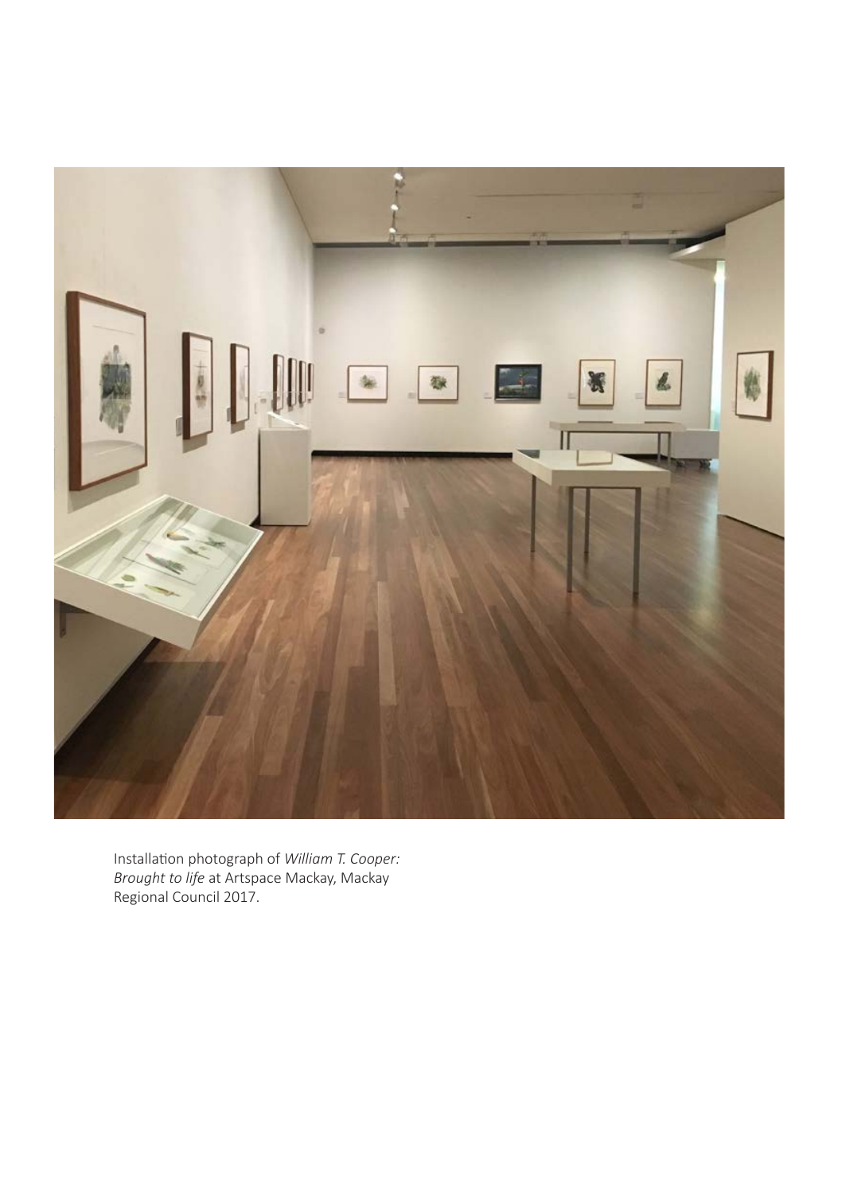Installation photograph of *William T. Cooper: Brought to life* at Artspace Mackay, Mackay Regional Council 2017.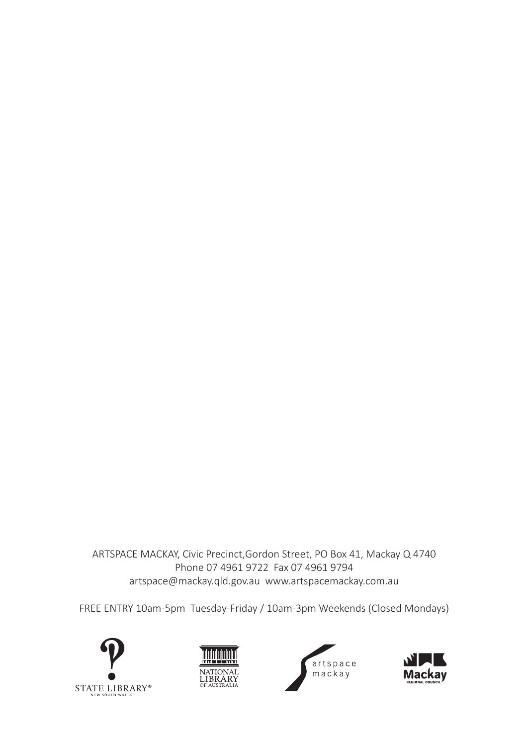ARTSPACE MACKAY, Civic Precinct,Gordon Street, PO Box 41, Mackay Q 4740
Phone 07 4961 9722 Fax 07 4961 9794
artspace@mackay.qld.gov.au www.artspacemackay.com.au

FREE ENTRY 10am-5pm Tuesday-Friday / 10am-3pm Weekends (Closed Mondays)

STATE LIBRARY® NEW SOUTH WALES

NATIONAL LIBRARY OF AUSTRALIA

artspace mackay

Mackay REGIONAL COUNCIL